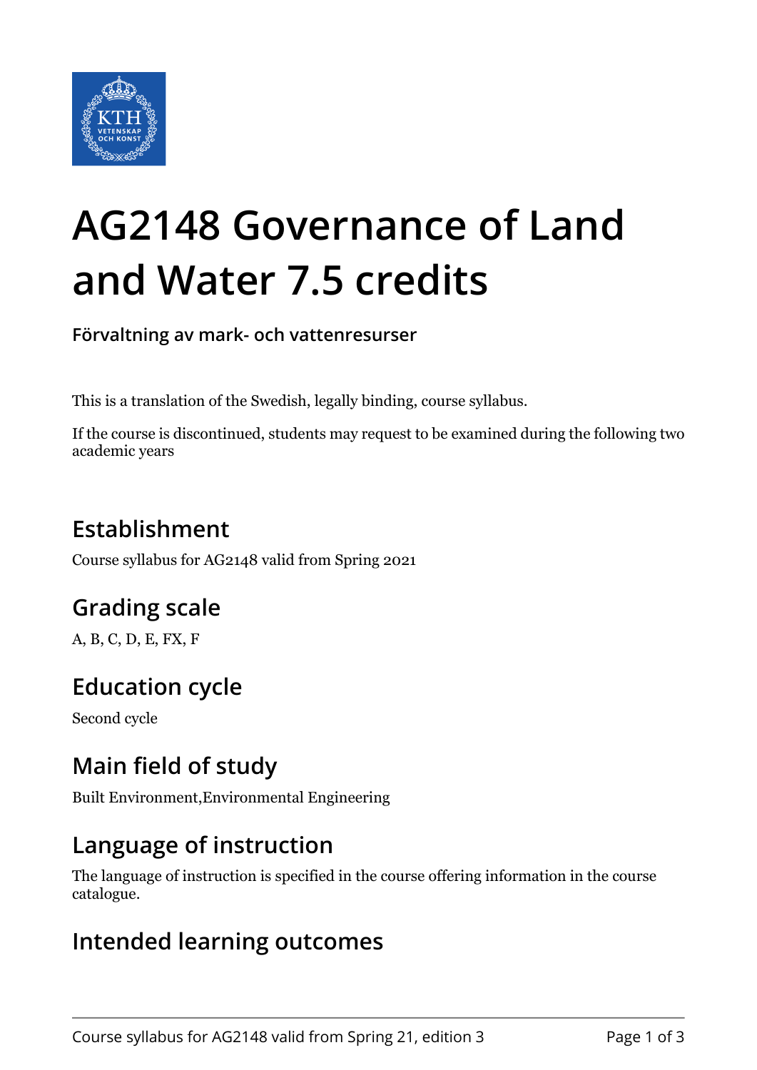# AG2148 Governance of Land and Water 7.5 credits

**Förvaltning av mark- och vattenresurser**

This is a translation of the Swedish, legally binding, course syllabus.

If the course is discontinued, students may request to be examined during the following two academic years

## Establishment

Course syllabus for AG2148 valid from Spring 2021

## Grading scale

A, B, C, D, E, FX, F

## Education cycle

Second cycle

## Main field of study

Built Environment,Environmental Engineering

## Language of instruction

The language of instruction is specified in the course offering information in the course catalogue.

## Intended learning outcomes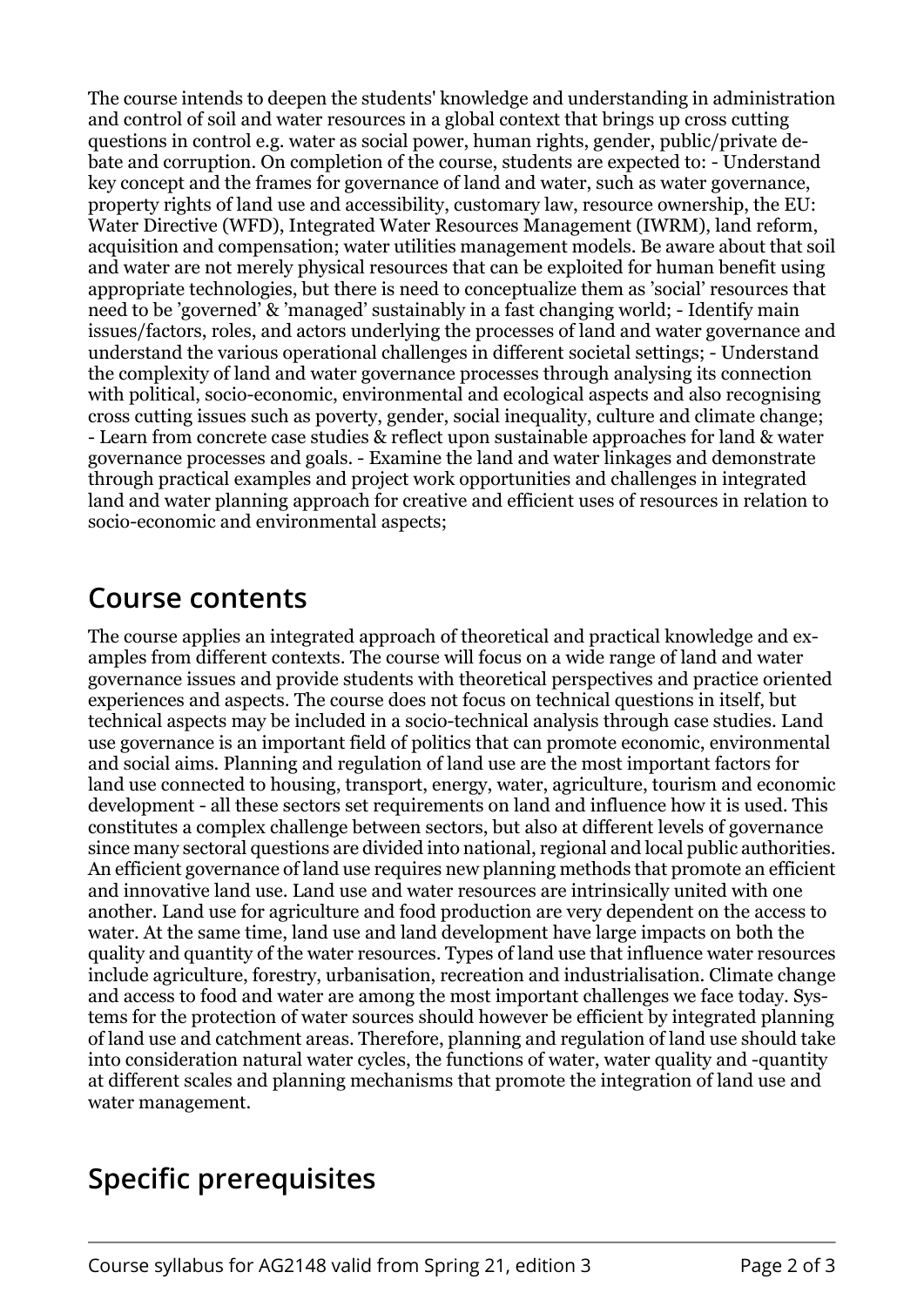The course intends to deepen the students' knowledge and understanding in administration and control of soil and water resources in a global context that brings up cross cutting questions in control e.g. water as social power, human rights, gender, public/private debate and corruption. On completion of the course, students are expected to: - Understand key concept and the frames for governance of land and water, such as water governance, property rights of land use and accessibility, customary law, resource ownership, the EU: Water Directive (WFD), Integrated Water Resources Management (IWRM), land reform, acquisition and compensation; water utilities management models. Be aware about that soil and water are not merely physical resources that can be exploited for human benefit using appropriate technologies, but there is need to conceptualize them as 'social' resources that need to be 'governed' & 'managed' sustainably in a fast changing world; - Identify main issues/factors, roles, and actors underlying the processes of land and water governance and understand the various operational challenges in different societal settings; - Understand the complexity of land and water governance processes through analysing its connection with political, socio-economic, environmental and ecological aspects and also recognising cross cutting issues such as poverty, gender, social inequality, culture and climate change; - Learn from concrete case studies & reflect upon sustainable approaches for land & water governance processes and goals. - Examine the land and water linkages and demonstrate through practical examples and project work opportunities and challenges in integrated land and water planning approach for creative and efficient uses of resources in relation to socio-economic and environmental aspects;

## Course contents

The course applies an integrated approach of theoretical and practical knowledge and examples from different contexts. The course will focus on a wide range of land and water governance issues and provide students with theoretical perspectives and practice oriented experiences and aspects. The course does not focus on technical questions in itself, but technical aspects may be included in a socio-technical analysis through case studies. Land use governance is an important field of politics that can promote economic, environmental and social aims. Planning and regulation of land use are the most important factors for land use connected to housing, transport, energy, water, agriculture, tourism and economic development - all these sectors set requirements on land and influence how it is used. This constitutes a complex challenge between sectors, but also at different levels of governance since many sectoral questions are divided into national, regional and local public authorities. An efficient governance of land use requires new planning methods that promote an efficient and innovative land use. Land use and water resources are intrinsically united with one another. Land use for agriculture and food production are very dependent on the access to water. At the same time, land use and land development have large impacts on both the quality and quantity of the water resources. Types of land use that influence water resources include agriculture, forestry, urbanisation, recreation and industrialisation. Climate change and access to food and water are among the most important challenges we face today. Systems for the protection of water sources should however be efficient by integrated planning of land use and catchment areas. Therefore, planning and regulation of land use should take into consideration natural water cycles, the functions of water, water quality and -quantity at different scales and planning mechanisms that promote the integration of land use and water management.

## Specific prerequisites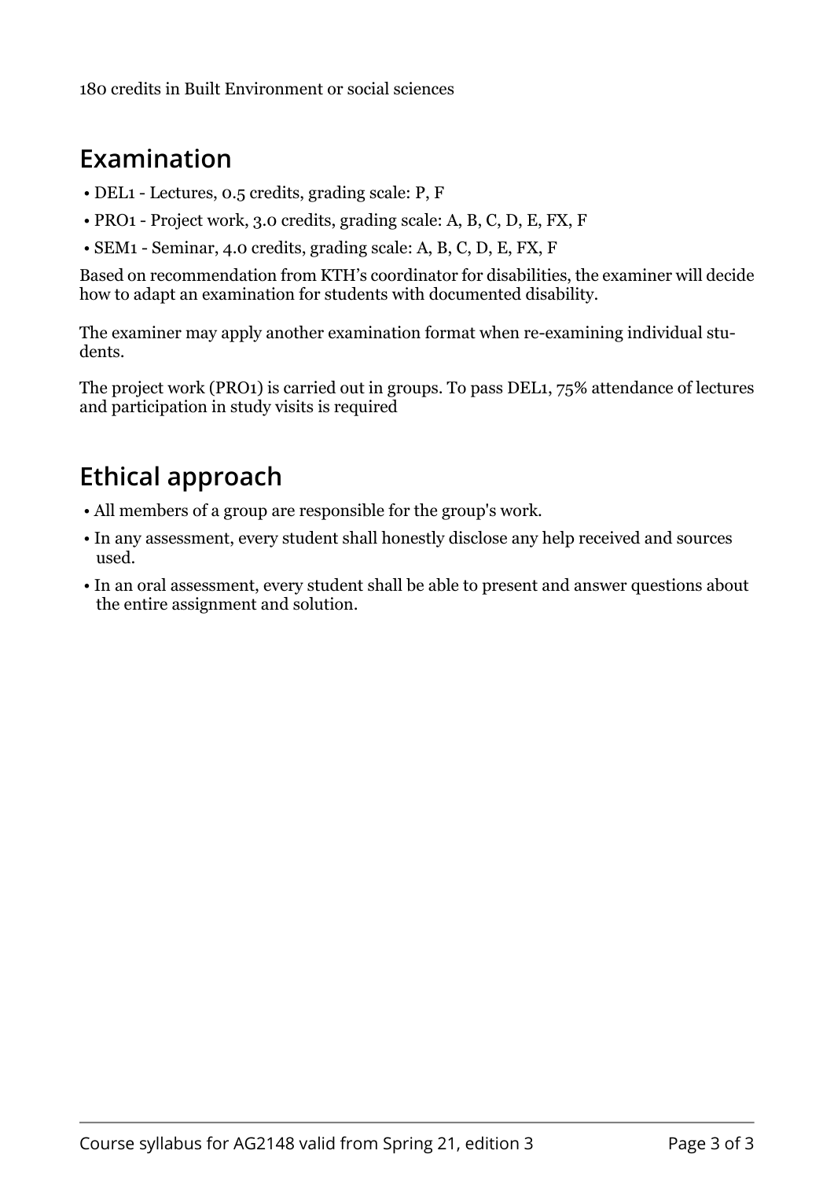180 credits in Built Environment or social sciences

## Examination

- DEL1 - Lectures, 0.5 credits, grading scale: P, F
- PRO1 - Project work, 3.0 credits, grading scale: A, B, C, D, E, FX, F
- SEM1 - Seminar, 4.0 credits, grading scale: A, B, C, D, E, FX, F

Based on recommendation from KTH's coordinator for disabilities, the examiner will decide how to adapt an examination for students with documented disability.

The examiner may apply another examination format when re-examining individual students.

The project work (PRO1) is carried out in groups. To pass DEL1, 75% attendance of lectures and participation in study visits is required

## Ethical approach

- All members of a group are responsible for the group's work.
- In any assessment, every student shall honestly disclose any help received and sources used.
- In an oral assessment, every student shall be able to present and answer questions about the entire assignment and solution.